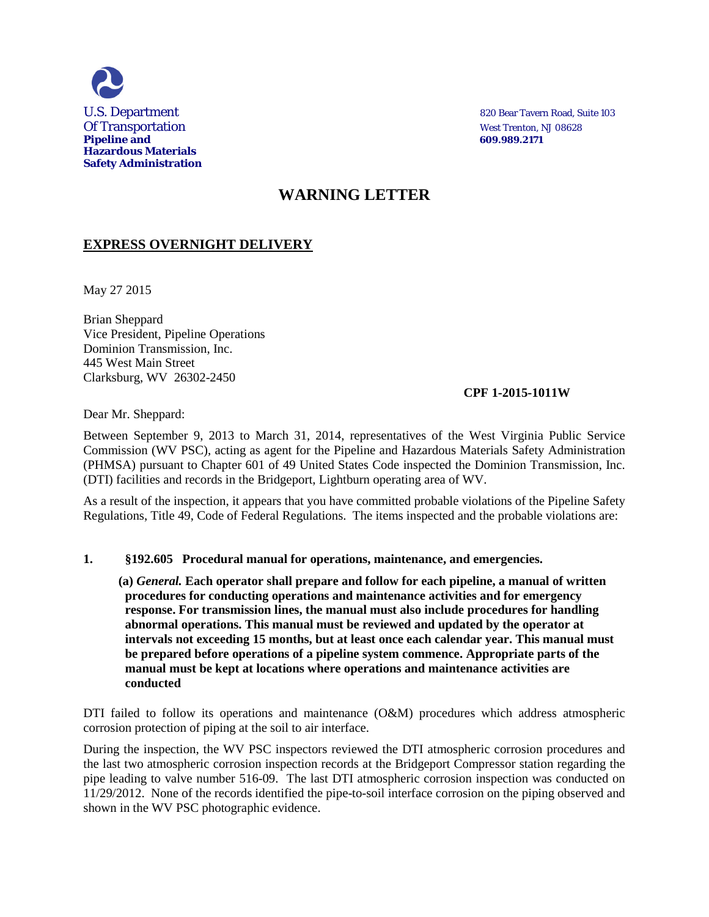U.S. Department
Of Transportation
**Pipeline and Hazardous Materials Safety Administration**

820 Bear Tavern Road, Suite 103
West Trenton, NJ 08628
**609.989.2171**

# WARNING LETTER

## EXPRESS OVERNIGHT DELIVERY

May 27 2015

Brian Sheppard
Vice President, Pipeline Operations
Dominion Transmission, Inc.
445 West Main Street
Clarksburg, WV 26302-2450

**CPF 1-2015-1011W**

Dear Mr. Sheppard:

Between September 9, 2013 to March 31, 2014, representatives of the West Virginia Public Service Commission (WV PSC), acting as agent for the Pipeline and Hazardous Materials Safety Administration (PHMSA) pursuant to Chapter 601 of 49 United States Code inspected the Dominion Transmission, Inc. (DTI) facilities and records in the Bridgeport, Lightburn operating area of WV.

As a result of the inspection, it appears that you have committed probable violations of the Pipeline Safety Regulations, Title 49, Code of Federal Regulations. The items inspected and the probable violations are:

**1. §192.605 Procedural manual for operations, maintenance, and emergencies.**

**(a)** ***General.*** **Each operator shall prepare and follow for each pipeline, a manual of written procedures for conducting operations and maintenance activities and for emergency response. For transmission lines, the manual must also include procedures for handling abnormal operations. This manual must be reviewed and updated by the operator at intervals not exceeding 15 months, but at least once each calendar year. This manual must be prepared before operations of a pipeline system commence. Appropriate parts of the manual must be kept at locations where operations and maintenance activities are conducted**

DTI failed to follow its operations and maintenance (O&M) procedures which address atmospheric corrosion protection of piping at the soil to air interface.

During the inspection, the WV PSC inspectors reviewed the DTI atmospheric corrosion procedures and the last two atmospheric corrosion inspection records at the Bridgeport Compressor station regarding the pipe leading to valve number 516-09. The last DTI atmospheric corrosion inspection was conducted on 11/29/2012. None of the records identified the pipe-to-soil interface corrosion on the piping observed and shown in the WV PSC photographic evidence.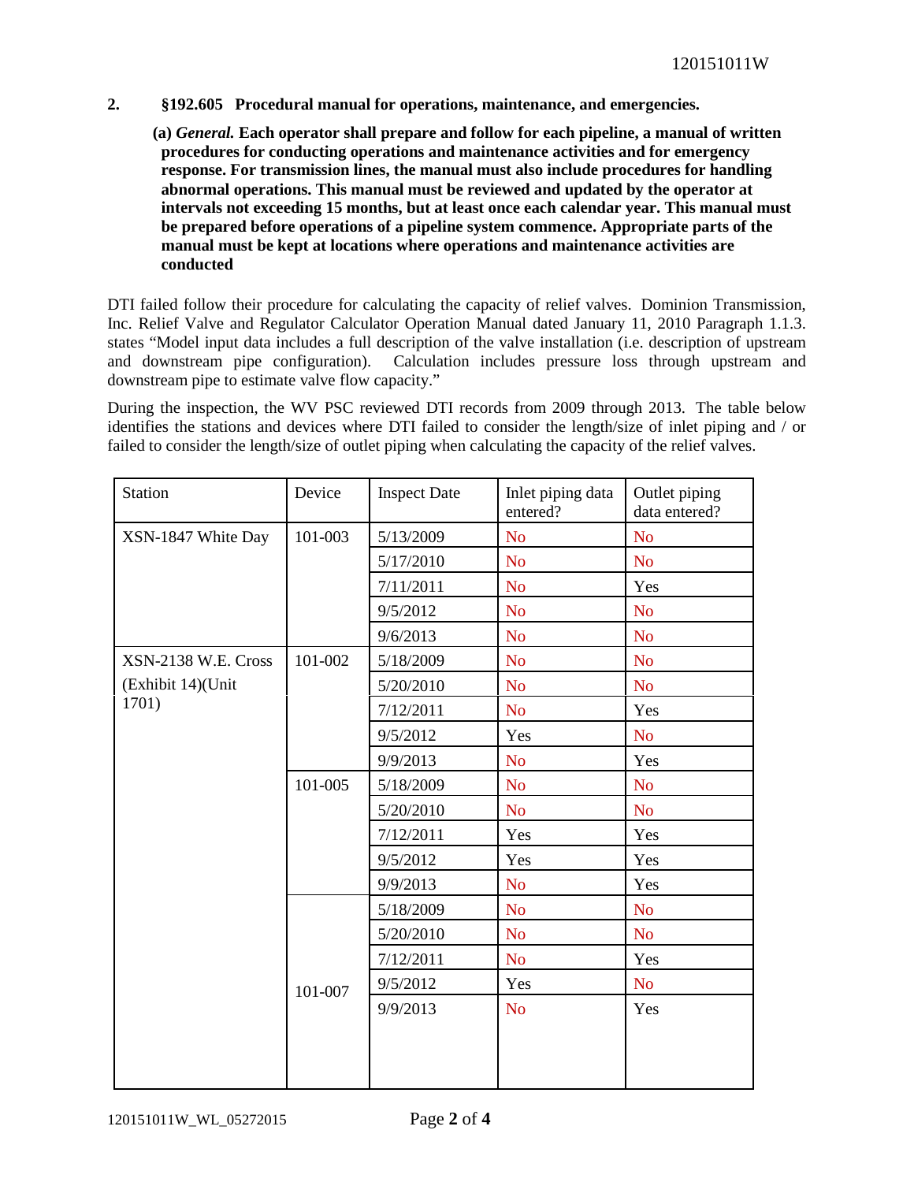**2. §192.605 Procedural manual for operations, maintenance, and emergencies.**

**(a) *General.* Each operator shall prepare and follow for each pipeline, a manual of written procedures for conducting operations and maintenance activities and for emergency response. For transmission lines, the manual must also include procedures for handling abnormal operations. This manual must be reviewed and updated by the operator at intervals not exceeding 15 months, but at least once each calendar year. This manual must be prepared before operations of a pipeline system commence. Appropriate parts of the manual must be kept at locations where operations and maintenance activities are conducted**

DTI failed follow their procedure for calculating the capacity of relief valves. Dominion Transmission, Inc. Relief Valve and Regulator Calculator Operation Manual dated January 11, 2010 Paragraph 1.1.3. states "Model input data includes a full description of the valve installation (i.e. description of upstream and downstream pipe configuration). Calculation includes pressure loss through upstream and downstream pipe to estimate valve flow capacity."

During the inspection, the WV PSC reviewed DTI records from 2009 through 2013. The table below identifies the stations and devices where DTI failed to consider the length/size of inlet piping and / or failed to consider the length/size of outlet piping when calculating the capacity of the relief valves.

| Station | Device | Inspect Date | Inlet piping data entered? | Outlet piping data entered? |
|---|---|---|---|---|
| XSN-1847 White Day | 101-003 | 5/13/2009 | No | No |
| | | 5/17/2010 | No | No |
| | | 7/11/2011 | No | Yes |
| | | 9/5/2012 | No | No |
| | | 9/6/2013 | No | No |
| XSN-2138 W.E. Cross (Exhibit 14)(Unit 1701) | 101-002 | 5/18/2009 | No | No |
| | | 5/20/2010 | No | No |
| | | 7/12/2011 | No | Yes |
| | | 9/5/2012 | Yes | No |
| | | 9/9/2013 | No | Yes |
| | 101-005 | 5/18/2009 | No | No |
| | | 5/20/2010 | No | No |
| | | 7/12/2011 | Yes | Yes |
| | | 9/5/2012 | Yes | Yes |
| | | 9/9/2013 | No | Yes |
| | 101-007 | 5/18/2009 | No | No |
| | | 5/20/2010 | No | No |
| | | 7/12/2011 | No | Yes |
| | | 9/5/2012 | Yes | No |
| | | 9/9/2013 | No | Yes |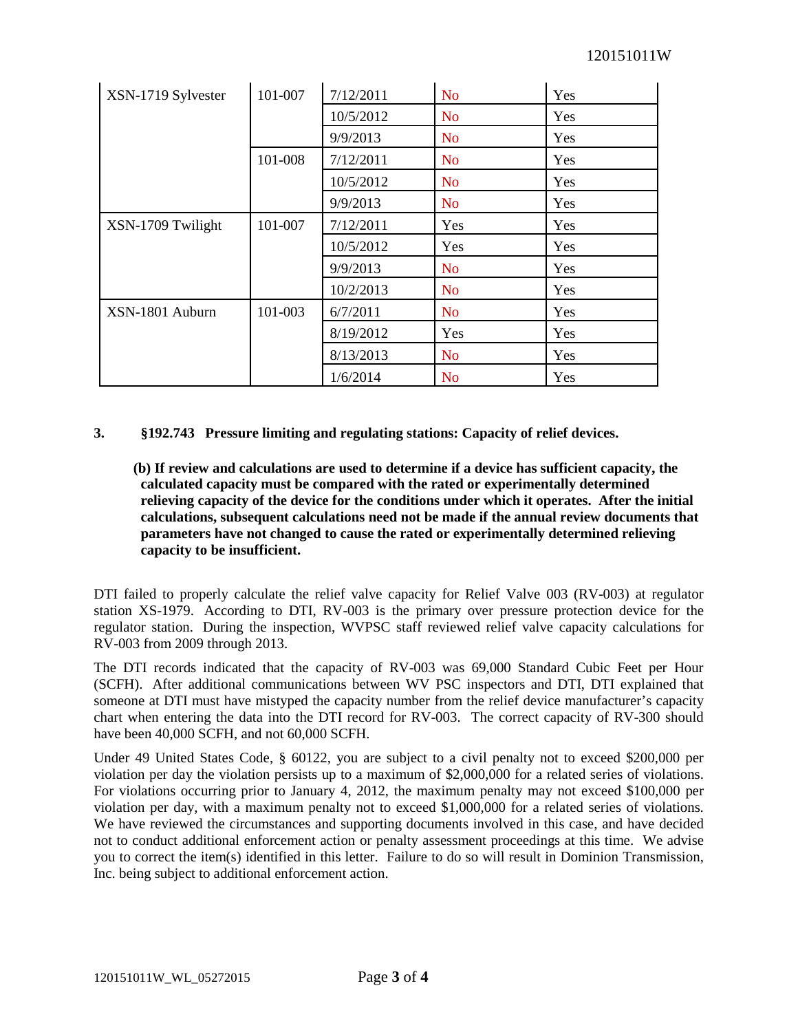| XSN-1719 Sylvester | 101-007 | 7/12/2011 | No | Yes |
|---|---|---|---|---|
| | | 10/5/2012 | No | Yes |
| | | 9/9/2013 | No | Yes |
| | 101-008 | 7/12/2011 | No | Yes |
| | | 10/5/2012 | No | Yes |
| | | 9/9/2013 | No | Yes |
| XSN-1709 Twilight | 101-007 | 7/12/2011 | Yes | Yes |
| | | 10/5/2012 | Yes | Yes |
| | | 9/9/2013 | No | Yes |
| | | 10/2/2013 | No | Yes |
| XSN-1801 Auburn | 101-003 | 6/7/2011 | No | Yes |
| | | 8/19/2012 | Yes | Yes |
| | | 8/13/2013 | No | Yes |
| | | 1/6/2014 | No | Yes |

**3. §192.743 Pressure limiting and regulating stations: Capacity of relief devices.**

**(b) If review and calculations are used to determine if a device has sufficient capacity, the calculated capacity must be compared with the rated or experimentally determined relieving capacity of the device for the conditions under which it operates. After the initial calculations, subsequent calculations need not be made if the annual review documents that parameters have not changed to cause the rated or experimentally determined relieving capacity to be insufficient.**

DTI failed to properly calculate the relief valve capacity for Relief Valve 003 (RV-003) at regulator station XS-1979. According to DTI, RV-003 is the primary over pressure protection device for the regulator station. During the inspection, WVPSC staff reviewed relief valve capacity calculations for RV-003 from 2009 through 2013.

The DTI records indicated that the capacity of RV-003 was 69,000 Standard Cubic Feet per Hour (SCFH). After additional communications between WV PSC inspectors and DTI, DTI explained that someone at DTI must have mistyped the capacity number from the relief device manufacturer's capacity chart when entering the data into the DTI record for RV-003. The correct capacity of RV-300 should have been 40,000 SCFH, and not 60,000 SCFH.

Under 49 United States Code, § 60122, you are subject to a civil penalty not to exceed $200,000 per violation per day the violation persists up to a maximum of $2,000,000 for a related series of violations. For violations occurring prior to January 4, 2012, the maximum penalty may not exceed $100,000 per violation per day, with a maximum penalty not to exceed $1,000,000 for a related series of violations. We have reviewed the circumstances and supporting documents involved in this case, and have decided not to conduct additional enforcement action or penalty assessment proceedings at this time. We advise you to correct the item(s) identified in this letter. Failure to do so will result in Dominion Transmission, Inc. being subject to additional enforcement action.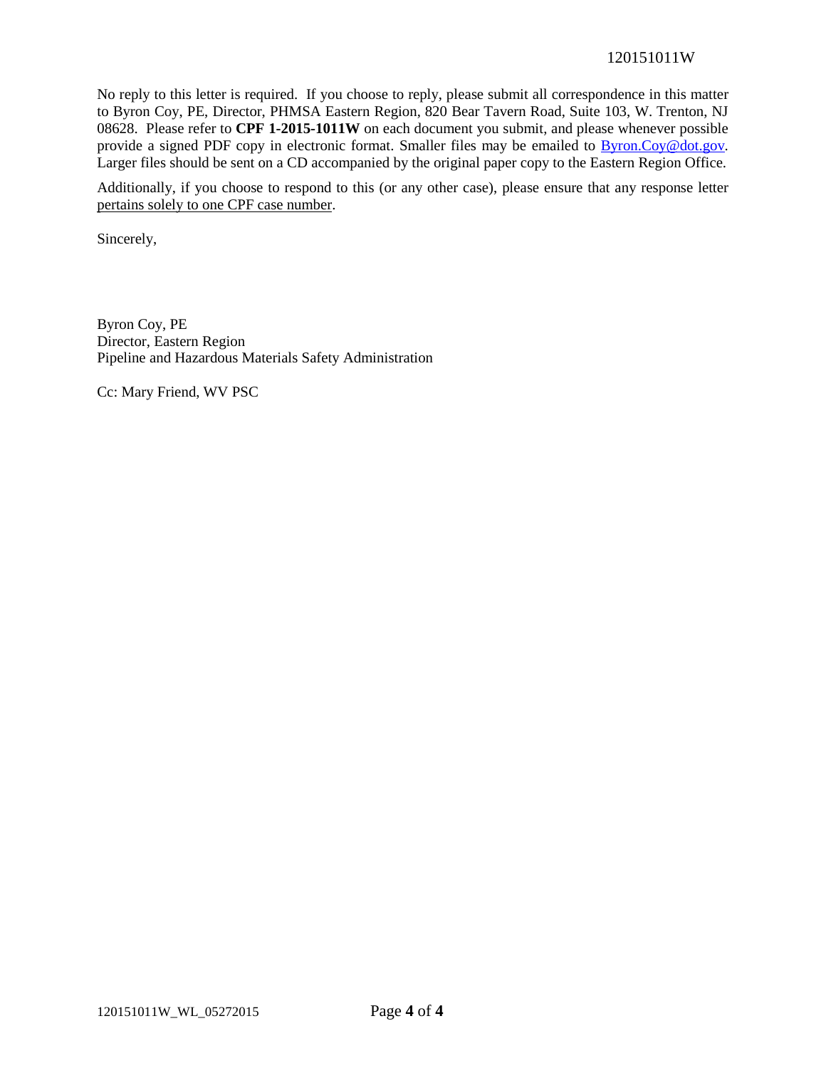No reply to this letter is required. If you choose to reply, please submit all correspondence in this matter to Byron Coy, PE, Director, PHMSA Eastern Region, 820 Bear Tavern Road, Suite 103, W. Trenton, NJ 08628. Please refer to **CPF 1-2015-1011W** on each document you submit, and please whenever possible provide a signed PDF copy in electronic format. Smaller files may be emailed to Byron.Coy@dot.gov. Larger files should be sent on a CD accompanied by the original paper copy to the Eastern Region Office.

Additionally, if you choose to respond to this (or any other case), please ensure that any response letter pertains solely to one CPF case number.

Sincerely,

Byron Coy, PE
Director, Eastern Region
Pipeline and Hazardous Materials Safety Administration

Cc: Mary Friend, WV PSC